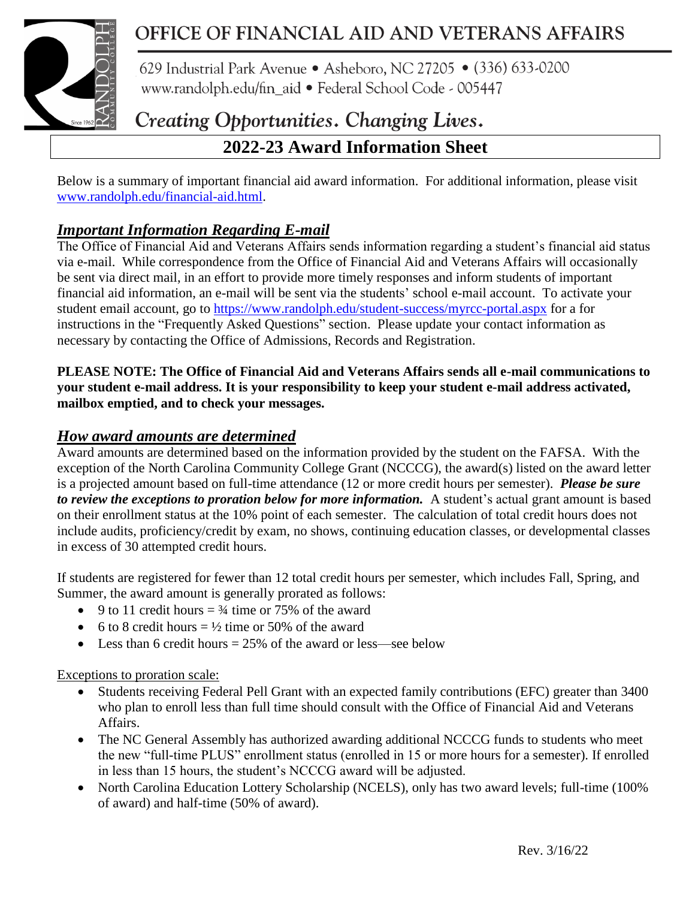# OFFICE OF FINANCIAL AID AND VETERANS AFFAIRS

629 Industrial Park Avenue • Asheboro, NC 27205 • (336) 633-0200
www.randolph.edu/fin_aid • Federal School Code - 005447

*Creating Opportunities. Changing Lives.*

## 2022-23 Award Information Sheet

Below is a summary of important financial aid award information. For additional information, please visit www.randolph.edu/financial-aid.html.

### ***Important Information Regarding E-mail***

The Office of Financial Aid and Veterans Affairs sends information regarding a student's financial aid status via e-mail. While correspondence from the Office of Financial Aid and Veterans Affairs will occasionally be sent via direct mail, in an effort to provide more timely responses and inform students of important financial aid information, an e-mail will be sent via the students' school e-mail account. To activate your student email account, go to https://www.randolph.edu/student-success/myrcc-portal.aspx for a for instructions in the "Frequently Asked Questions" section. Please update your contact information as necessary by contacting the Office of Admissions, Records and Registration.

**PLEASE NOTE: The Office of Financial Aid and Veterans Affairs sends all e-mail communications to your student e-mail address. It is your responsibility to keep your student e-mail address activated, mailbox emptied, and to check your messages.**

### ***How award amounts are determined***

Award amounts are determined based on the information provided by the student on the FAFSA. With the exception of the North Carolina Community College Grant (NCCCG), the award(s) listed on the award letter is a projected amount based on full-time attendance (12 or more credit hours per semester). ***Please be sure to review the exceptions to proration below for more information.*** A student's actual grant amount is based on their enrollment status at the 10% point of each semester. The calculation of total credit hours does not include audits, proficiency/credit by exam, no shows, continuing education classes, or developmental classes in excess of 30 attempted credit hours.

If students are registered for fewer than 12 total credit hours per semester, which includes Fall, Spring, and Summer, the award amount is generally prorated as follows:

- 9 to 11 credit hours = ¾ time or 75% of the award
- 6 to 8 credit hours = ½ time or 50% of the award
- Less than 6 credit hours = 25% of the award or less—see below

Exceptions to proration scale:

- Students receiving Federal Pell Grant with an expected family contributions (EFC) greater than 3400 who plan to enroll less than full time should consult with the Office of Financial Aid and Veterans Affairs.
- The NC General Assembly has authorized awarding additional NCCCG funds to students who meet the new "full-time PLUS" enrollment status (enrolled in 15 or more hours for a semester). If enrolled in less than 15 hours, the student's NCCCG award will be adjusted.
- North Carolina Education Lottery Scholarship (NCELS), only has two award levels; full-time (100% of award) and half-time (50% of award).

Rev. 3/16/22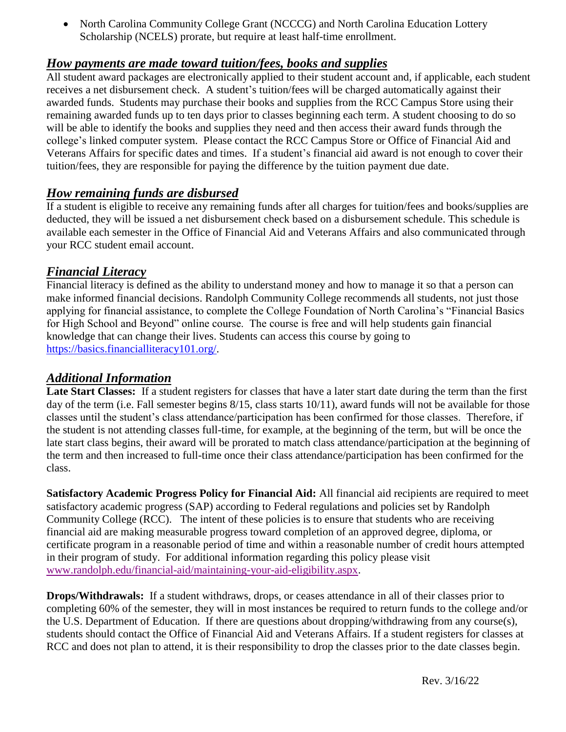- North Carolina Community College Grant (NCCCG) and North Carolina Education Lottery Scholarship (NCELS) prorate, but require at least half-time enrollment.

## ***How payments are made toward tuition/fees, books and supplies***

All student award packages are electronically applied to their student account and, if applicable, each student receives a net disbursement check. A student's tuition/fees will be charged automatically against their awarded funds. Students may purchase their books and supplies from the RCC Campus Store using their remaining awarded funds up to ten days prior to classes beginning each term. A student choosing to do so will be able to identify the books and supplies they need and then access their award funds through the college's linked computer system. Please contact the RCC Campus Store or Office of Financial Aid and Veterans Affairs for specific dates and times. If a student's financial aid award is not enough to cover their tuition/fees, they are responsible for paying the difference by the tuition payment due date.

## ***How remaining funds are disbursed***

If a student is eligible to receive any remaining funds after all charges for tuition/fees and books/supplies are deducted, they will be issued a net disbursement check based on a disbursement schedule. This schedule is available each semester in the Office of Financial Aid and Veterans Affairs and also communicated through your RCC student email account.

## ***Financial Literacy***

Financial literacy is defined as the ability to understand money and how to manage it so that a person can make informed financial decisions. Randolph Community College recommends all students, not just those applying for financial assistance, to complete the College Foundation of North Carolina's "Financial Basics for High School and Beyond" online course. The course is free and will help students gain financial knowledge that can change their lives. Students can access this course by going to https://basics.financialliteracy101.org/.

## ***Additional Information***

**Late Start Classes:** If a student registers for classes that have a later start date during the term than the first day of the term (i.e. Fall semester begins 8/15, class starts 10/11), award funds will not be available for those classes until the student's class attendance/participation has been confirmed for those classes. Therefore, if the student is not attending classes full-time, for example, at the beginning of the term, but will be once the late start class begins, their award will be prorated to match class attendance/participation at the beginning of the term and then increased to full-time once their class attendance/participation has been confirmed for the class.

**Satisfactory Academic Progress Policy for Financial Aid:** All financial aid recipients are required to meet satisfactory academic progress (SAP) according to Federal regulations and policies set by Randolph Community College (RCC). The intent of these policies is to ensure that students who are receiving financial aid are making measurable progress toward completion of an approved degree, diploma, or certificate program in a reasonable period of time and within a reasonable number of credit hours attempted in their program of study. For additional information regarding this policy please visit www.randolph.edu/financial-aid/maintaining-your-aid-eligibility.aspx.

**Drops/Withdrawals:** If a student withdraws, drops, or ceases attendance in all of their classes prior to completing 60% of the semester, they will in most instances be required to return funds to the college and/or the U.S. Department of Education. If there are questions about dropping/withdrawing from any course(s), students should contact the Office of Financial Aid and Veterans Affairs. If a student registers for classes at RCC and does not plan to attend, it is their responsibility to drop the classes prior to the date classes begin.

Rev. 3/16/22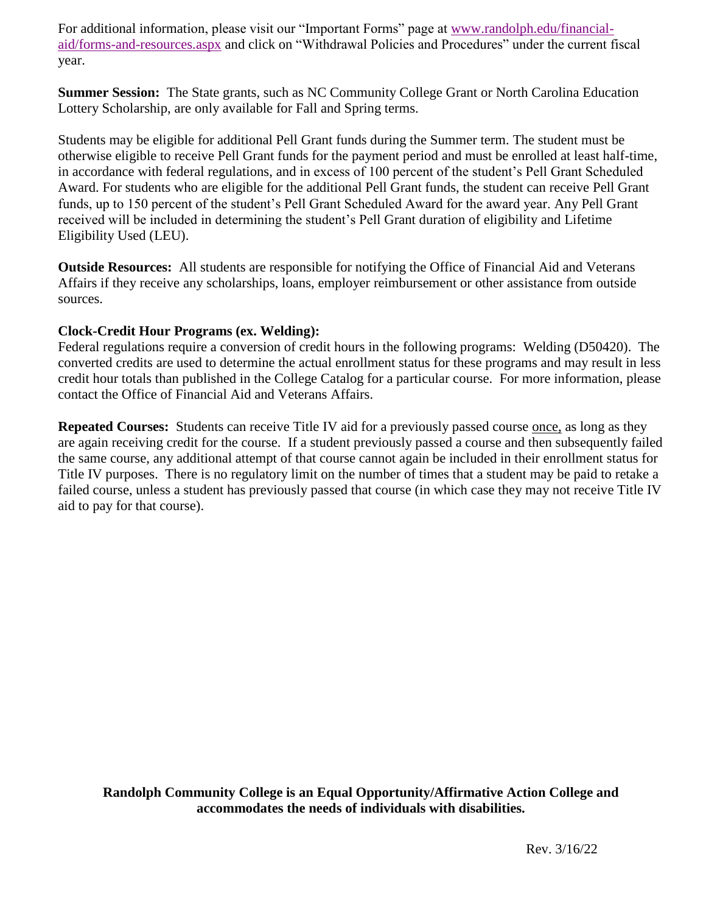For additional information, please visit our "Important Forms" page at [www.randolph.edu/financial-aid/forms-and-resources.aspx](www.randolph.edu/financial-aid/forms-and-resources.aspx) and click on "Withdrawal Policies and Procedures" under the current fiscal year.

**Summer Session:** The State grants, such as NC Community College Grant or North Carolina Education Lottery Scholarship, are only available for Fall and Spring terms.

Students may be eligible for additional Pell Grant funds during the Summer term. The student must be otherwise eligible to receive Pell Grant funds for the payment period and must be enrolled at least half-time, in accordance with federal regulations, and in excess of 100 percent of the student's Pell Grant Scheduled Award. For students who are eligible for the additional Pell Grant funds, the student can receive Pell Grant funds, up to 150 percent of the student's Pell Grant Scheduled Award for the award year. Any Pell Grant received will be included in determining the student's Pell Grant duration of eligibility and Lifetime Eligibility Used (LEU).

**Outside Resources:** All students are responsible for notifying the Office of Financial Aid and Veterans Affairs if they receive any scholarships, loans, employer reimbursement or other assistance from outside sources.

**Clock-Credit Hour Programs (ex. Welding):**

Federal regulations require a conversion of credit hours in the following programs: Welding (D50420). The converted credits are used to determine the actual enrollment status for these programs and may result in less credit hour totals than published in the College Catalog for a particular course. For more information, please contact the Office of Financial Aid and Veterans Affairs.

**Repeated Courses:** Students can receive Title IV aid for a previously passed course once, as long as they are again receiving credit for the course. If a student previously passed a course and then subsequently failed the same course, any additional attempt of that course cannot again be included in their enrollment status for Title IV purposes. There is no regulatory limit on the number of times that a student may be paid to retake a failed course, unless a student has previously passed that course (in which case they may not receive Title IV aid to pay for that course).

**Randolph Community College is an Equal Opportunity/Affirmative Action College and accommodates the needs of individuals with disabilities.**

Rev. 3/16/22